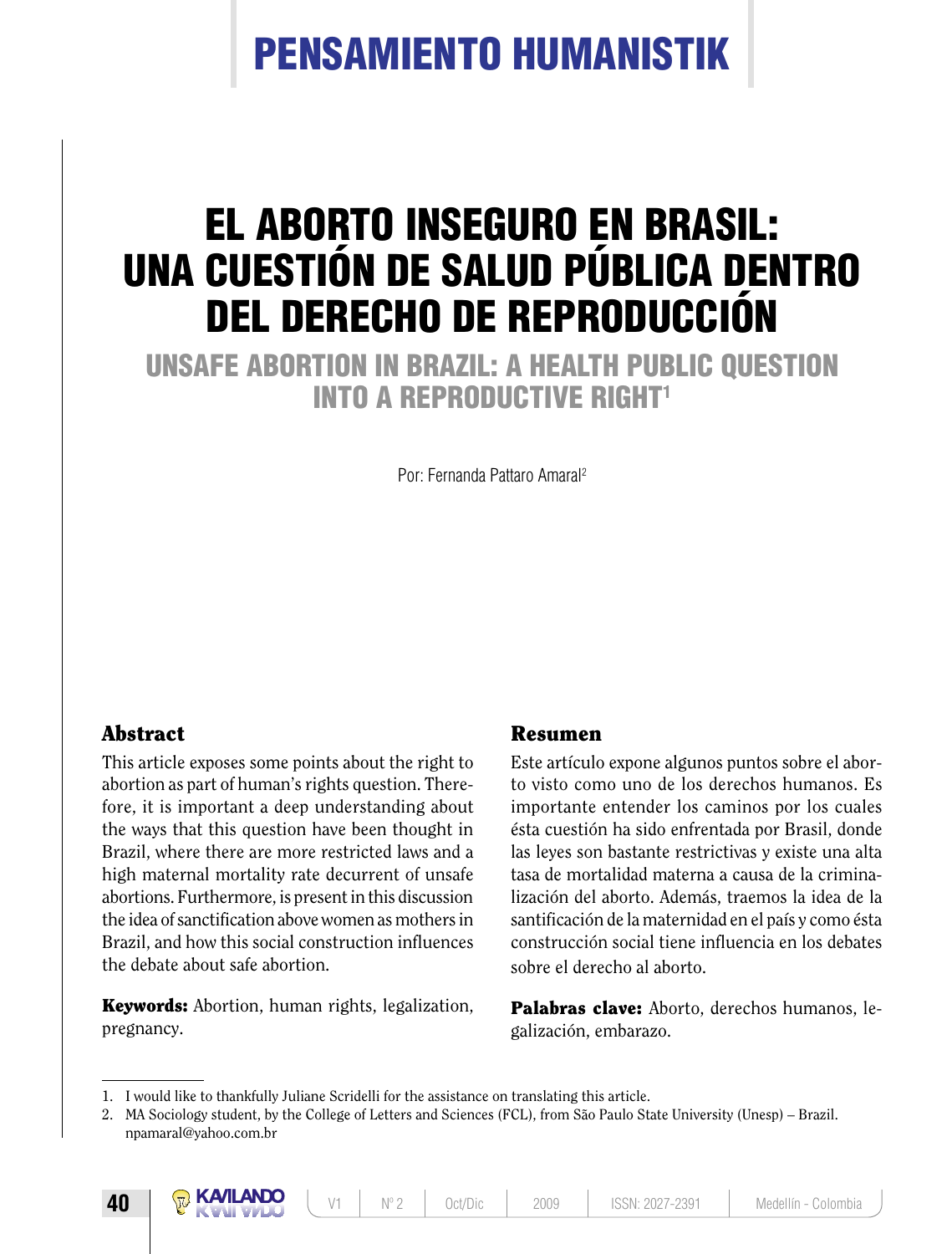# EL ABORTO INSEGURO EN BRASIL: UNA CUESTIÓN DE SALUD PÚBLICA DENTRO DEL DERECHO DE REPRODUCCIÓN

## UNSAFE ABORTION IN BRAZIL: A HEALTH PUBLIC QUESTION INTO A REPRODUCTIVE RIGHT[1]

Por: Fernanda Pattaro Amaral[2]

### Abstract

This article exposes some points about the right to abortion as part of human's rights question. Therefore, it is important a deep understanding about the ways that this question have been thought in Brazil, where there are more restricted laws and a high maternal mortality rate decurrent of unsafe abortions. Furthermore, is present in this discussion the idea of sanctification above women as mothers in Brazil, and how this social construction influences the debate about safe abortion.

**Keywords:** Abortion, human rights, legalization, pregnancy.

### Resumen

Este artículo expone algunos puntos sobre el aborto visto como uno de los derechos humanos. Es importante entender los caminos por los cuales ésta cuestión ha sido enfrentada por Brasil, donde las leyes son bastante restrictivas y existe una alta tasa de mortalidad materna a causa de la criminalización del aborto. Además, traemos la idea de la santificación de la maternidad en el país y como ésta construcción social tiene influencia en los debates sobre el derecho al aborto.

**Palabras clave:** Aborto, derechos humanos, legalización, embarazo.

---

1. I would like to thankfully Juliane Scridelli for the assistance on translating this article.
2. MA Sociology student, by the College of Letters and Sciences (FCL), from São Paulo State University (Unesp) – Brazil. npamaral@yahoo.com.br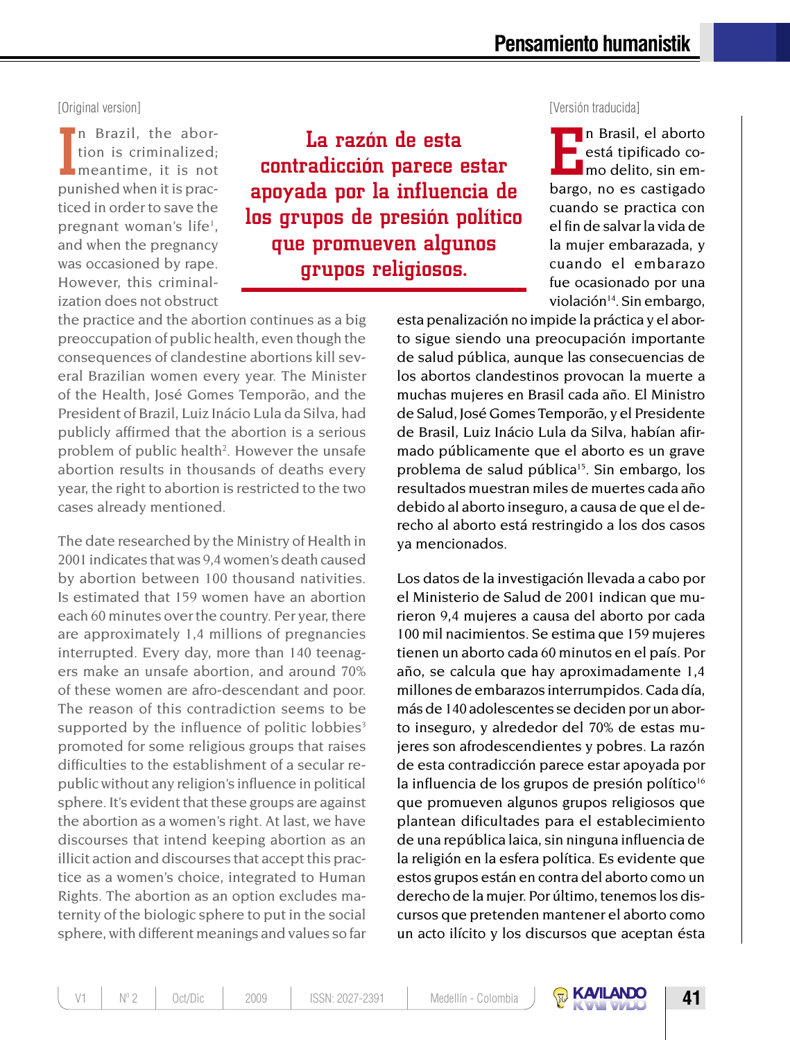[Original version]

In Brazil, the abortion is criminalized; meantime, it is not punished when it is practiced in order to save the pregnant woman's life[1], and when the pregnancy was occasioned by rape. However, this criminalization does not obstruct the practice and the abortion continues as a big preoccupation of public health, even though the consequences of clandestine abortions kill several Brazilian women every year. The Minister of the Health, José Gomes Temporão, and the President of Brazil, Luiz Inácio Lula da Silva, had publicly affirmed that the abortion is a serious problem of public health[2]. However the unsafe abortion results in thousands of deaths every year, the right to abortion is restricted to the two cases already mentioned.

The date researched by the Ministry of Health in 2001 indicates that was 9,4 women's death caused by abortion between 100 thousand nativities. Is estimated that 159 women have an abortion each 60 minutes over the country. Per year, there are approximately 1,4 millions of pregnancies interrupted. Every day, more than 140 teenagers make an unsafe abortion, and around 70% of these women are afro-descendant and poor. The reason of this contradiction seems to be supported by the influence of politic lobbies[3] promoted for some religious groups that raises difficulties to the establishment of a secular republic without any religion's influence in political sphere. It's evident that these groups are against the abortion as a women's right. At last, we have discourses that intend keeping abortion as an illicit action and discourses that accept this practice as a women's choice, integrated to Human Rights. The abortion as an option excludes maternity of the biologic sphere to put in the social sphere, with different meanings and values so far

**La razón de esta contradicción parece estar apoyada por la influencia de los grupos de presión político que promueven algunos grupos religiosos.**

[Versión traducida]

En Brasil, el aborto está tipificado como delito, sin embargo, no es castigado cuando se practica con el fin de salvar la vida de la mujer embarazada, y cuando el embarazo fue ocasionado por una violación[14]. Sin embargo, esta penalización no impide la práctica y el aborto sigue siendo una preocupación importante de salud pública, aunque las consecuencias de los abortos clandestinos provocan la muerte a muchas mujeres en Brasil cada año. El Ministro de Salud, José Gomes Temporão, y el Presidente de Brasil, Luiz Inácio Lula da Silva, habían afirmado públicamente que el aborto es un grave problema de salud pública[15]. Sin embargo, los resultados muestran miles de muertes cada año debido al aborto inseguro, a causa de que el derecho al aborto está restringido a los dos casos ya mencionados.

Los datos de la investigación llevada a cabo por el Ministerio de Salud de 2001 indican que murieron 9,4 mujeres a causa del aborto por cada 100 mil nacimientos. Se estima que 159 mujeres tienen un aborto cada 60 minutos en el país. Por año, se calcula que hay aproximadamente 1,4 millones de embarazos interrumpidos. Cada día, más de 140 adolescentes se deciden por un aborto inseguro, y alrededor del 70% de estas mujeres son afrodescendientes y pobres. La razón de esta contradicción parece estar apoyada por la influencia de los grupos de presión político[16] que promueven algunos grupos religiosos que plantean dificultades para el establecimiento de una república laica, sin ninguna influencia de la religión en la esfera política. Es evidente que estos grupos están en contra del aborto como un derecho de la mujer. Por último, tenemos los discursos que pretenden mantener el aborto como un acto ilícito y los discursos que aceptan ésta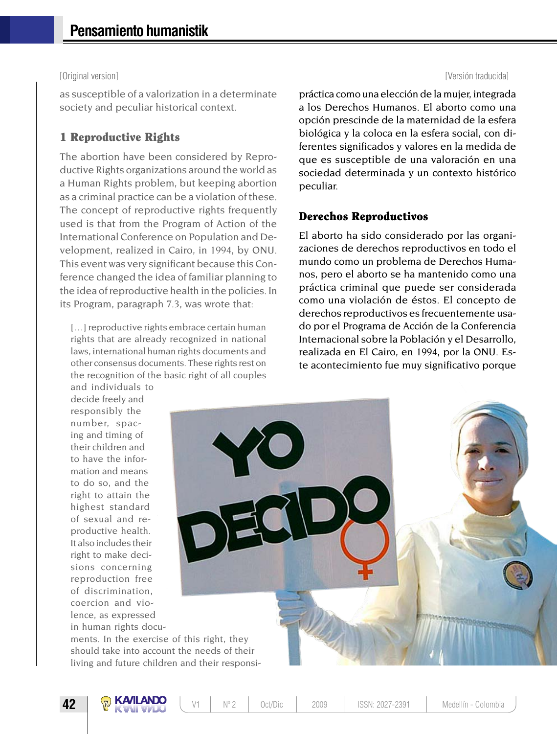[Original version]

as susceptible of a valorization in a determinate society and peculiar historical context.

## 1 Reproductive Rights

The abortion have been considered by Reproductive Rights organizations around the world as a Human Rights problem, but keeping abortion as a criminal practice can be a violation of these. The concept of reproductive rights frequently used is that from the Program of Action of the International Conference on Population and Development, realized in Cairo, in 1994, by ONU. This event was very significant because this Conference changed the idea of familiar planning to the idea of reproductive health in the policies. In its Program, paragraph 7.3, was wrote that:

> […] reproductive rights embrace certain human rights that are already recognized in national laws, international human rights documents and other consensus documents. These rights rest on the recognition of the basic right of all couples and individuals to decide freely and responsibly the number, spacing and timing of their children and to have the information and means to do so, and the right to attain the highest standard of sexual and reproductive health. It also includes their right to make decisions concerning reproduction free of discrimination, coercion and violence, as expressed in human rights documents. In the exercise of this right, they should take into account the needs of their living and future children and their responsi-

[Versión traducida]

práctica como una elección de la mujer, integrada a los Derechos Humanos. El aborto como una opción prescinde de la maternidad de la esfera biológica y la coloca en la esfera social, con diferentes significados y valores en la medida de que es susceptible de una valoración en una sociedad determinada y un contexto histórico peculiar.

## Derechos Reproductivos

El aborto ha sido considerado por las organizaciones de derechos reproductivos en todo el mundo como un problema de Derechos Humanos, pero el aborto se ha mantenido como una práctica criminal que puede ser considerada como una violación de éstos. El concepto de derechos reproductivos es frecuentemente usado por el Programa de Acción de la Conferencia Internacional sobre la Población y el Desarrollo, realizada en El Cairo, en 1994, por la ONU. Este acontecimiento fue muy significativo porque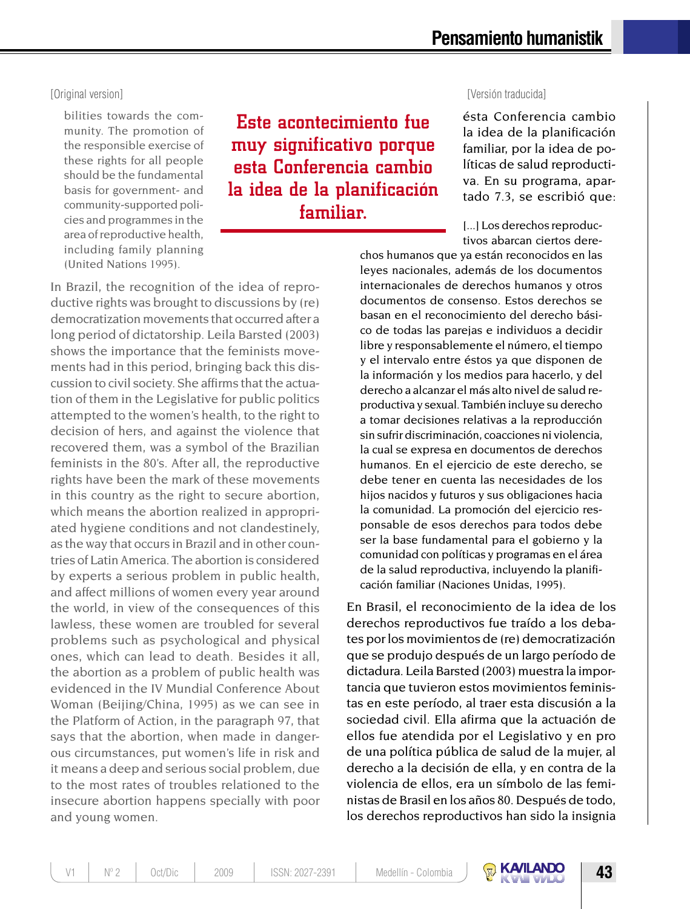[Original version]

bilities towards the community. The promotion of the responsible exercise of these rights for all people should be the fundamental basis for government- and community-supported policies and programmes in the area of reproductive health, including family planning (United Nations 1995).

In Brazil, the recognition of the idea of reproductive rights was brought to discussions by (re) democratization movements that occurred after a long period of dictatorship. Leila Barsted (2003) shows the importance that the feminists movements had in this period, bringing back this discussion to civil society. She affirms that the actuation of them in the Legislative for public politics attempted to the women's health, to the right to decision of hers, and against the violence that recovered them, was a symbol of the Brazilian feminists in the 80's. After all, the reproductive rights have been the mark of these movements in this country as the right to secure abortion, which means the abortion realized in appropriated hygiene conditions and not clandestinely, as the way that occurs in Brazil and in other countries of Latin America. The abortion is considered by experts a serious problem in public health, and affect millions of women every year around the world, in view of the consequences of this lawless, these women are troubled for several problems such as psychological and physical ones, which can lead to death. Besides it all, the abortion as a problem of public health was evidenced in the IV Mundial Conference About Woman (Beijing/China, 1995) as we can see in the Platform of Action, in the paragraph 97, that says that the abortion, when made in dangerous circumstances, put women's life in risk and it means a deep and serious social problem, due to the most rates of troubles relationed to the insecure abortion happens specially with poor and young women.

**Este acontecimiento fue muy significativo porque esta Conferencia cambio la idea de la planificación familiar.**

[Versión traducida]

ésta Conferencia cambio la idea de la planificación familiar, por la idea de políticas de salud reproductiva. En su programa, apartado 7.3, se escribió que:

> [...] Los derechos reproductivos abarcan ciertos derechos humanos que ya están reconocidos en las leyes nacionales, además de los documentos internacionales de derechos humanos y otros documentos de consenso. Estos derechos se basan en el reconocimiento del derecho básico de todas las parejas e individuos a decidir libre y responsablemente el número, el tiempo y el intervalo entre éstos ya que disponen de la información y los medios para hacerlo, y del derecho a alcanzar el más alto nivel de salud reproductiva y sexual. También incluye su derecho a tomar decisiones relativas a la reproducción sin sufrir discriminación, coacciones ni violencia, la cual se expresa en documentos de derechos humanos. En el ejercicio de este derecho, se debe tener en cuenta las necesidades de los hijos nacidos y futuros y sus obligaciones hacia la comunidad. La promoción del ejercicio responsable de esos derechos para todos debe ser la base fundamental para el gobierno y la comunidad con políticas y programas en el área de la salud reproductiva, incluyendo la planificación familiar (Naciones Unidas, 1995).

En Brasil, el reconocimiento de la idea de los derechos reproductivos fue traído a los debates por los movimientos de (re) democratización que se produjo después de un largo período de dictadura. Leila Barsted (2003) muestra la importancia que tuvieron estos movimientos feministas en este período, al traer esta discusión a la sociedad civil. Ella afirma que la actuación de ellos fue atendida por el Legislativo y en pro de una política pública de salud de la mujer, al derecho a la decisión de ella, y en contra de la violencia de ellos, era un símbolo de las feministas de Brasil en los años 80. Después de todo, los derechos reproductivos han sido la insignia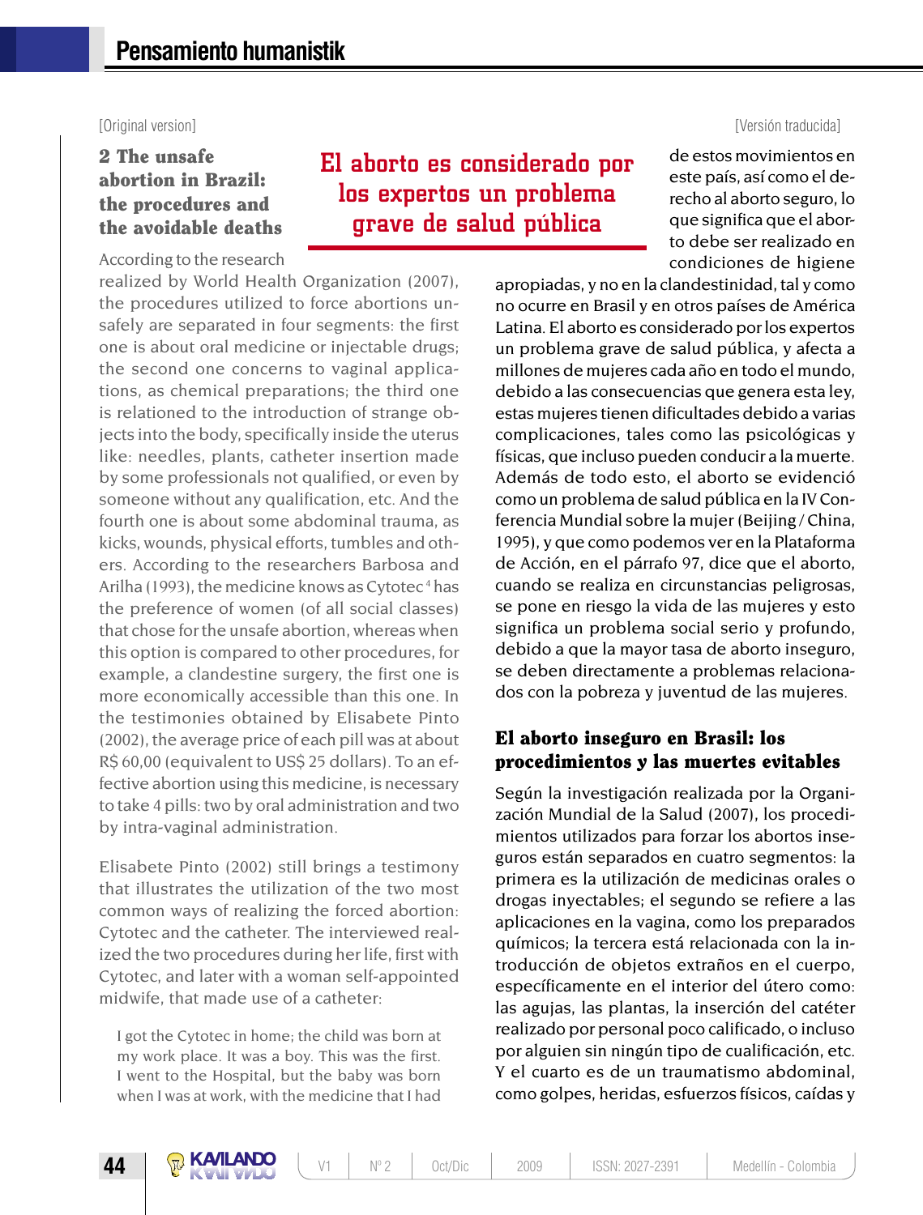[Original version]

## 2 The unsafe abortion in Brazil: the procedures and the avoidable deaths

According to the research realized by World Health Organization (2007), the procedures utilized to force abortions unsafely are separated in four segments: the first one is about oral medicine or injectable drugs; the second one concerns to vaginal applications, as chemical preparations; the third one is relationed to the introduction of strange objects into the body, specifically inside the uterus like: needles, plants, catheter insertion made by some professionals not qualified, or even by someone without any qualification, etc. And the fourth one is about some abdominal trauma, as kicks, wounds, physical efforts, tumbles and others. According to the researchers Barbosa and Arilha (1993), the medicine knows as Cytotec [4] has the preference of women (of all social classes) that chose for the unsafe abortion, whereas when this option is compared to other procedures, for example, a clandestine surgery, the first one is more economically accessible than this one. In the testimonies obtained by Elisabete Pinto (2002), the average price of each pill was at about R$ 60,00 (equivalent to US$ 25 dollars). To an effective abortion using this medicine, is necessary to take 4 pills: two by oral administration and two by intra-vaginal administration.

Elisabete Pinto (2002) still brings a testimony that illustrates the utilization of the two most common ways of realizing the forced abortion: Cytotec and the catheter. The interviewed realized the two procedures during her life, first with Cytotec, and later with a woman self-appointed midwife, that made use of a catheter:

> I got the Cytotec in home; the child was born at my work place. It was a boy. This was the first. I went to the Hospital, but the baby was born when I was at work, with the medicine that I had

[Versión traducida]

de estos movimientos en este país, así como el derecho al aborto seguro, lo que significa que el aborto debe ser realizado en condiciones de higiene apropiadas, y no en la clandestinidad, tal y como no ocurre en Brasil y en otros países de América Latina. El aborto es considerado por los expertos un problema grave de salud pública, y afecta a millones de mujeres cada año en todo el mundo, debido a las consecuencias que genera esta ley, estas mujeres tienen dificultades debido a varias complicaciones, tales como las psicológicas y físicas, que incluso pueden conducir a la muerte. Además de todo esto, el aborto se evidenció como un problema de salud pública en la IV Conferencia Mundial sobre la mujer (Beijing / China, 1995), y que como podemos ver en la Plataforma de Acción, en el párrafo 97, dice que el aborto, cuando se realiza en circunstancias peligrosas, se pone en riesgo la vida de las mujeres y esto significa un problema social serio y profundo, debido a que la mayor tasa de aborto inseguro, se deben directamente a problemas relacionados con la pobreza y juventud de las mujeres.

**El aborto es considerado por los expertos un problema grave de salud pública**

## El aborto inseguro en Brasil: los procedimientos y las muertes evitables

Según la investigación realizada por la Organización Mundial de la Salud (2007), los procedimientos utilizados para forzar los abortos inseguros están separados en cuatro segmentos: la primera es la utilización de medicinas orales o drogas inyectables; el segundo se refiere a las aplicaciones en la vagina, como los preparados químicos; la tercera está relacionada con la introducción de objetos extraños en el cuerpo, específicamente en el interior del útero como: las agujas, las plantas, la inserción del catéter realizado por personal poco calificado, o incluso por alguien sin ningún tipo de cualificación, etc. Y el cuarto es de un traumatismo abdominal, como golpes, heridas, esfuerzos físicos, caídas y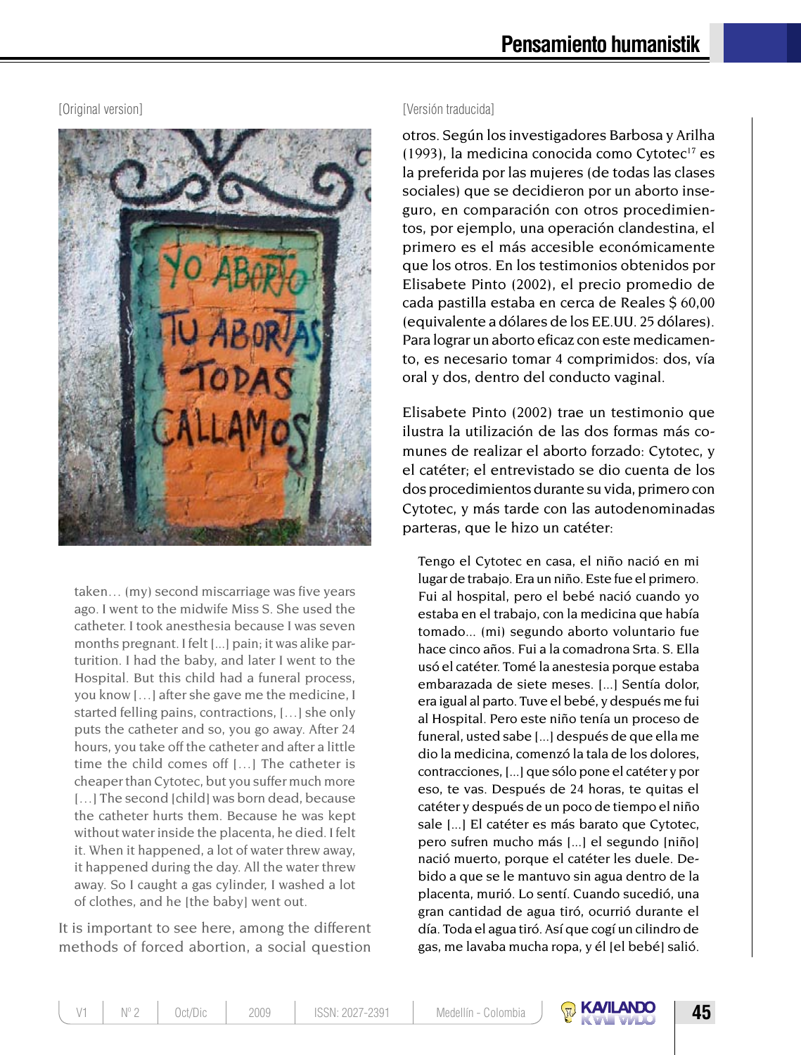[Original version]

taken… (my) second miscarriage was five years ago. I went to the midwife Miss S. She used the catheter. I took anesthesia because I was seven months pregnant. I felt [...] pain; it was alike parturition. I had the baby, and later I went to the Hospital. But this child had a funeral process, you know […] after she gave me the medicine, I started felling pains, contractions, […] she only puts the catheter and so, you go away. After 24 hours, you take off the catheter and after a little time the child comes off […] The catheter is cheaper than Cytotec, but you suffer much more […] The second [child] was born dead, because the catheter hurts them. Because he was kept without water inside the placenta, he died. I felt it. When it happened, a lot of water threw away, it happened during the day. All the water threw away. So I caught a gas cylinder, I washed a lot of clothes, and he [the baby] went out.

It is important to see here, among the different methods of forced abortion, a social question

[Versión traducida]

otros. Según los investigadores Barbosa y Arilha (1993), la medicina conocida como Cytotec[17] es la preferida por las mujeres (de todas las clases sociales) que se decidieron por un aborto inseguro, en comparación con otros procedimientos, por ejemplo, una operación clandestina, el primero es el más accesible económicamente que los otros. En los testimonios obtenidos por Elisabete Pinto (2002), el precio promedio de cada pastilla estaba en cerca de Reales $ 60,00 (equivalente a dólares de los EE.UU. 25 dólares). Para lograr un aborto eficaz con este medicamento, es necesario tomar 4 comprimidos: dos, vía oral y dos, dentro del conducto vaginal.

Elisabete Pinto (2002) trae un testimonio que ilustra la utilización de las dos formas más comunes de realizar el aborto forzado: Cytotec, y el catéter; el entrevistado se dio cuenta de los dos procedimientos durante su vida, primero con Cytotec, y más tarde con las autodenominadas parteras, que le hizo un catéter:

> Tengo el Cytotec en casa, el niño nació en mi lugar de trabajo. Era un niño. Este fue el primero. Fui al hospital, pero el bebé nació cuando yo estaba en el trabajo, con la medicina que había tomado… (mi) segundo aborto voluntario fue hace cinco años. Fui a la comadrona Srta. S. Ella usó el catéter. Tomé la anestesia porque estaba embarazada de siete meses. [...] Sentía dolor, era igual al parto. Tuve el bebé, y después me fui al Hospital. Pero este niño tenía un proceso de funeral, usted sabe [...] después de que ella me dio la medicina, comenzó la tala de los dolores, contracciones, [...] que sólo pone el catéter y por eso, te vas. Después de 24 horas, te quitas el catéter y después de un poco de tiempo el niño sale [...] El catéter es más barato que Cytotec, pero sufren mucho más [...] el segundo [niño] nació muerto, porque el catéter les duele. Debido a que se le mantuvo sin agua dentro de la placenta, murió. Lo sentí. Cuando sucedió, una gran cantidad de agua tiró, ocurrió durante el día. Toda el agua tiró. Así que cogí un cilindro de gas, me lavaba mucha ropa, y él [el bebé] salió.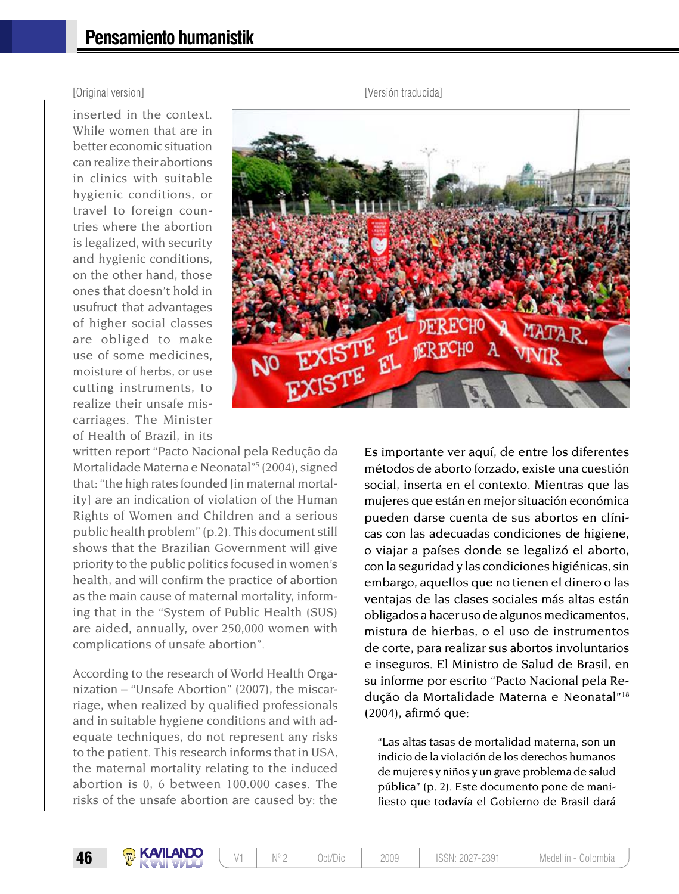[Original version]

inserted in the context. While women that are in better economic situation can realize their abortions in clinics with suitable hygienic conditions, or travel to foreign countries where the abortion is legalized, with security and hygienic conditions, on the other hand, those ones that doesn't hold in usufruct that advantages of higher social classes are obliged to make use of some medicines, moisture of herbs, or use cutting instruments, to realize their unsafe miscarriages. The Minister of Health of Brazil, in its written report "Pacto Nacional pela Redução da Mortalidade Materna e Neonatal"[5] (2004), signed that: "the high rates founded [in maternal mortality] are an indication of violation of the Human Rights of Women and Children and a serious public health problem" (p.2). This document still shows that the Brazilian Government will give priority to the public politics focused in women's health, and will confirm the practice of abortion as the main cause of maternal mortality, informing that in the "System of Public Health (SUS) are aided, annually, over 250,000 women with complications of unsafe abortion".

According to the research of World Health Organization – "Unsafe Abortion" (2007), the miscarriage, when realized by qualified professionals and in suitable hygiene conditions and with adequate techniques, do not represent any risks to the patient. This research informs that in USA, the maternal mortality relating to the induced abortion is 0, 6 between 100.000 cases. The risks of the unsafe abortion are caused by: the

[Versión traducida]

Es importante ver aquí, de entre los diferentes métodos de aborto forzado, existe una cuestión social, inserta en el contexto. Mientras que las mujeres que están en mejor situación económica pueden darse cuenta de sus abortos en clínicas con las adecuadas condiciones de higiene, o viajar a países donde se legalizó el aborto, con la seguridad y las condiciones higiénicas, sin embargo, aquellos que no tienen el dinero o las ventajas de las clases sociales más altas están obligados a hacer uso de algunos medicamentos, mistura de hierbas, o el uso de instrumentos de corte, para realizar sus abortos involuntarios e inseguros. El Ministro de Salud de Brasil, en su informe por escrito "Pacto Nacional pela Redução da Mortalidade Materna e Neonatal"[18] (2004), afirmó que:

> "Las altas tasas de mortalidad materna, son un indicio de la violación de los derechos humanos de mujeres y niños y un grave problema de salud pública" (p. 2). Este documento pone de manifiesto que todavía el Gobierno de Brasil dará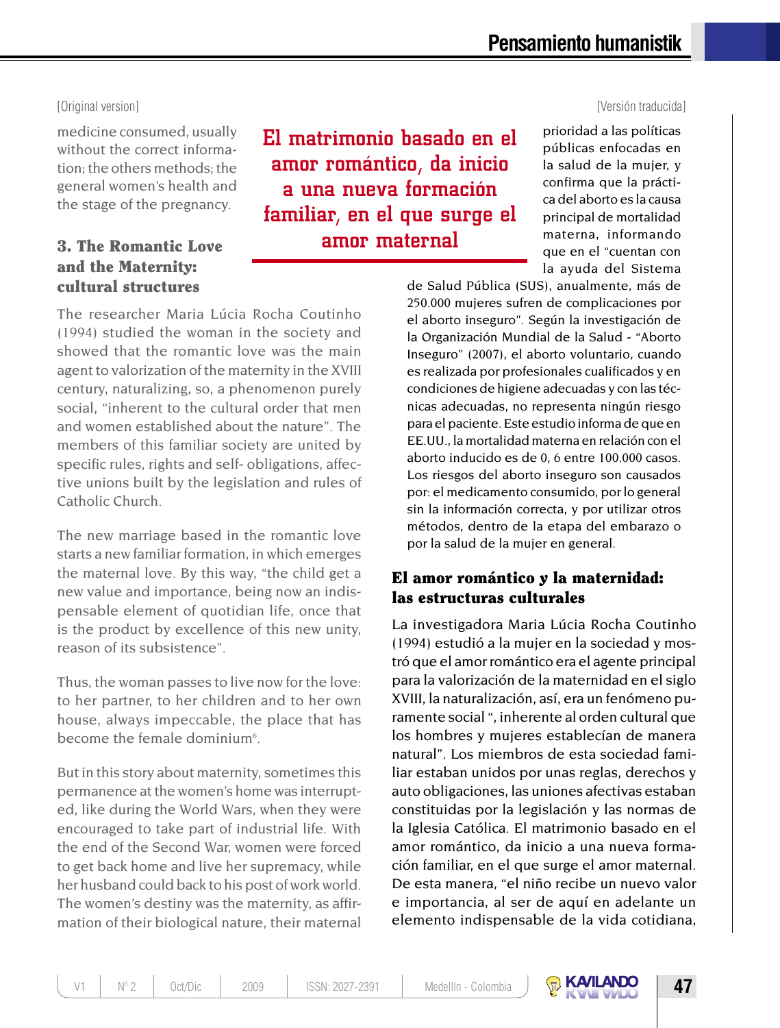[Original version]

medicine consumed, usually without the correct information; the others methods; the general women's health and the stage of the pregnancy.

### 3. The Romantic Love and the Maternity: cultural structures

The researcher Maria Lúcia Rocha Coutinho (1994) studied the woman in the society and showed that the romantic love was the main agent to valorization of the maternity in the XVIII century, naturalizing, so, a phenomenon purely social, "inherent to the cultural order that men and women established about the nature". The members of this familiar society are united by specific rules, rights and self- obligations, affective unions built by the legislation and rules of Catholic Church.

The new marriage based in the romantic love starts a new familiar formation, in which emerges the maternal love. By this way, "the child get a new value and importance, being now an indispensable element of quotidian life, once that is the product by excellence of this new unity, reason of its subsistence".

Thus, the woman passes to live now for the love: to her partner, to her children and to her own house, always impeccable, the place that has become the female dominium[6].

But in this story about maternity, sometimes this permanence at the women's home was interrupted, like during the World Wars, when they were encouraged to take part of industrial life. With the end of the Second War, women were forced to get back home and live her supremacy, while her husband could back to his post of work world. The women's destiny was the maternity, as affirmation of their biological nature, their maternal

**El matrimonio basado en el amor romántico, da inicio a una nueva formación familiar, en el que surge el amor maternal**

[Versión traducida]

prioridad a las políticas públicas enfocadas en la salud de la mujer, y confirma que la práctica del aborto es la causa principal de mortalidad materna, informando que en el "cuentan con la ayuda del Sistema de Salud Pública (SUS), anualmente, más de 250.000 mujeres sufren de complicaciones por el aborto inseguro". Según la investigación de la Organización Mundial de la Salud - "Aborto Inseguro" (2007), el aborto voluntario, cuando es realizada por profesionales cualificados y en condiciones de higiene adecuadas y con las técnicas adecuadas, no representa ningún riesgo para el paciente. Este estudio informa de que en EE.UU., la mortalidad materna en relación con el aborto inducido es de 0, 6 entre 100.000 casos. Los riesgos del aborto inseguro son causados por: el medicamento consumido, por lo general sin la información correcta, y por utilizar otros métodos, dentro de la etapa del embarazo o por la salud de la mujer en general.

### El amor romántico y la maternidad: las estructuras culturales

La investigadora Maria Lúcia Rocha Coutinho (1994) estudió a la mujer en la sociedad y mostró que el amor romántico era el agente principal para la valorización de la maternidad en el siglo XVIII, la naturalización, así, era un fenómeno puramente social ", inherente al orden cultural que los hombres y mujeres establecían de manera natural". Los miembros de esta sociedad familiar estaban unidos por unas reglas, derechos y auto obligaciones, las uniones afectivas estaban constituidas por la legislación y las normas de la Iglesia Católica. El matrimonio basado en el amor romántico, da inicio a una nueva formación familiar, en el que surge el amor maternal. De esta manera, "el niño recibe un nuevo valor e importancia, al ser de aquí en adelante un elemento indispensable de la vida cotidiana,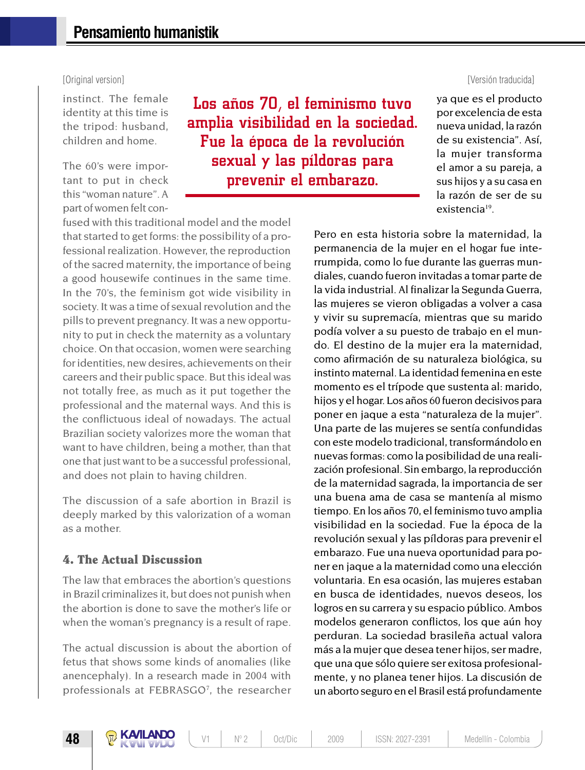[Original version]

instinct. The female identity at this time is the tripod: husband, children and home.

The 60's were important to put in check this "woman nature". A part of women felt confused with this traditional model and the model that started to get forms: the possibility of a professional realization. However, the reproduction of the sacred maternity, the importance of being a good housewife continues in the same time. In the 70's, the feminism got wide visibility in society. It was a time of sexual revolution and the pills to prevent pregnancy. It was a new opportunity to put in check the maternity as a voluntary choice. On that occasion, women were searching for identities, new desires, achievements on their careers and their public space. But this ideal was not totally free, as much as it put together the professional and the maternal ways. And this is the conflictuous ideal of nowadays. The actual Brazilian society valorizes more the woman that want to have children, being a mother, than that one that just want to be a successful professional, and does not plain to having children.

The discussion of a safe abortion in Brazil is deeply marked by this valorization of a woman as a mother.

## 4. The Actual Discussion

The law that embraces the abortion's questions in Brazil criminalizes it, but does not punish when the abortion is done to save the mother's life or when the woman's pregnancy is a result of rape.

The actual discussion is about the abortion of fetus that shows some kinds of anomalies (like anencephaly). In a research made in 2004 with professionals at FEBRASGO[7], the researcher

**Los años 70, el feminismo tuvo amplia visibilidad en la sociedad. Fue la época de la revolución sexual y las píldoras para prevenir el embarazo.**

[Versión traducida]

ya que es el producto por excelencia de esta nueva unidad, la razón de su existencia". Así, la mujer transforma el amor a su pareja, a sus hijos y a su casa en la razón de ser de su existencia[19].

Pero en esta historia sobre la maternidad, la permanencia de la mujer en el hogar fue interrumpida, como lo fue durante las guerras mundiales, cuando fueron invitadas a tomar parte de la vida industrial. Al finalizar la Segunda Guerra, las mujeres se vieron obligadas a volver a casa y vivir su supremacía, mientras que su marido podía volver a su puesto de trabajo en el mundo. El destino de la mujer era la maternidad, como afirmación de su naturaleza biológica, su instinto maternal. La identidad femenina en este momento es el trípode que sustenta al: marido, hijos y el hogar. Los años 60 fueron decisivos para poner en jaque a esta "naturaleza de la mujer". Una parte de las mujeres se sentía confundidas con este modelo tradicional, transformándolo en nuevas formas: como la posibilidad de una realización profesional. Sin embargo, la reproducción de la maternidad sagrada, la importancia de ser una buena ama de casa se mantenía al mismo tiempo. En los años 70, el feminismo tuvo amplia visibilidad en la sociedad. Fue la época de la revolución sexual y las píldoras para prevenir el embarazo. Fue una nueva oportunidad para poner en jaque a la maternidad como una elección voluntaria. En esa ocasión, las mujeres estaban en busca de identidades, nuevos deseos, los logros en su carrera y su espacio público. Ambos modelos generaron conflictos, los que aún hoy perduran. La sociedad brasileña actual valora más a la mujer que desea tener hijos, ser madre, que una que sólo quiere ser exitosa profesionalmente, y no planea tener hijos. La discusión de un aborto seguro en el Brasil está profundamente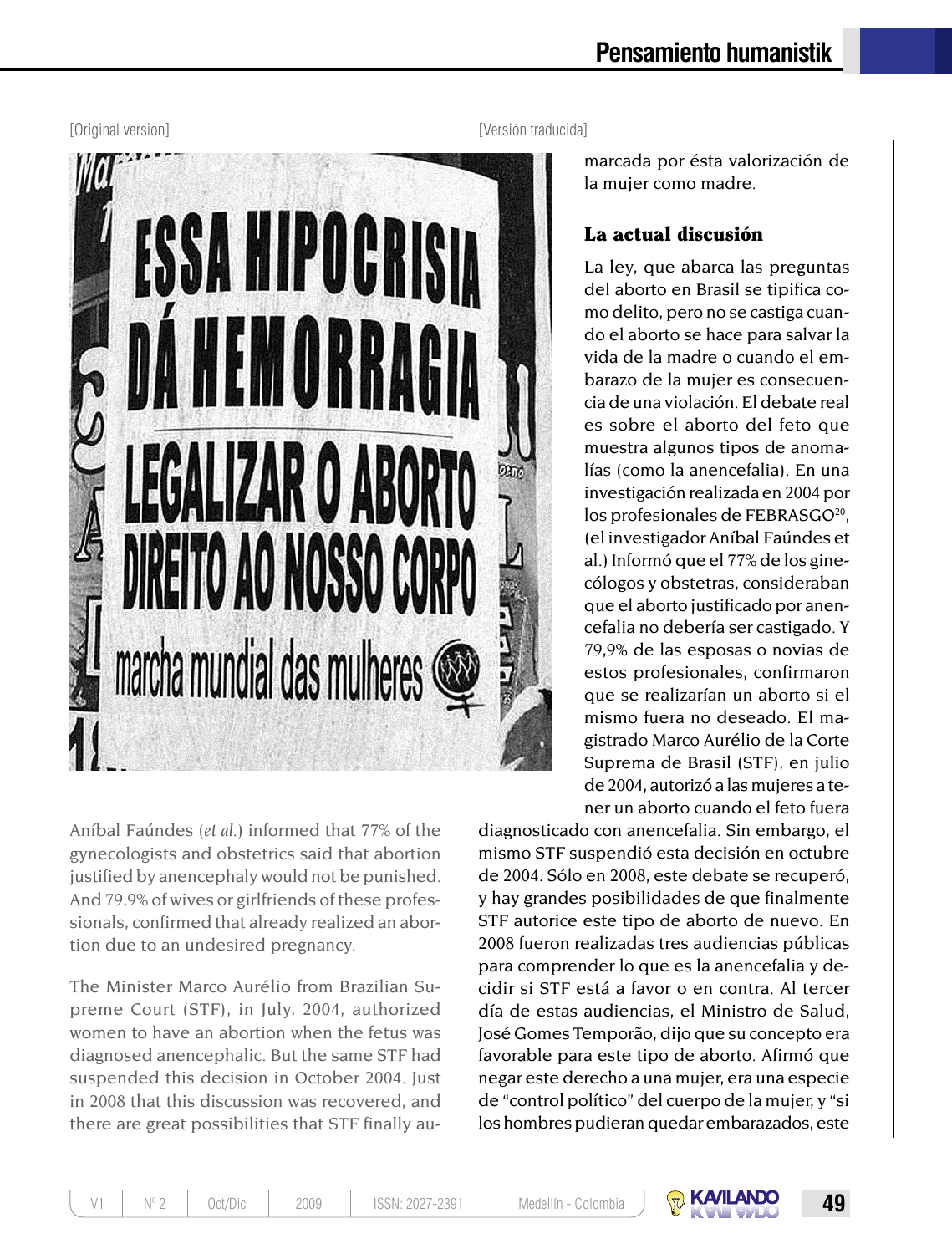[Original version]

Aníbal Faúndes (*et al.*) informed that 77% of the gynecologists and obstetrics said that abortion justified by anencephaly would not be punished. And 79,9% of wives or girlfriends of these professionals, confirmed that already realized an abortion due to an undesired pregnancy.

The Minister Marco Aurélio from Brazilian Supreme Court (STF), in July, 2004, authorized women to have an abortion when the fetus was diagnosed anencephalic. But the same STF had suspended this decision in October 2004. Just in 2008 that this discussion was recovered, and there are great possibilities that STF finally au-

[Versión traducida]

marcada por ésta valorización de la mujer como madre.

### La actual discusión

La ley, que abarca las preguntas del aborto en Brasil se tipifica como delito, pero no se castiga cuando el aborto se hace para salvar la vida de la madre o cuando el embarazo de la mujer es consecuencia de una violación. El debate real es sobre el aborto del feto que muestra algunos tipos de anomalías (como la anencefalia). En una investigación realizada en 2004 por los profesionales de FEBRASGO[20], (el investigador Aníbal Faúndes et al.) Informó que el 77% de los ginecólogos y obstetras, consideraban que el aborto justificado por anencefalia no debería ser castigado. Y 79,9% de las esposas o novias de estos profesionales, confirmaron que se realizarían un aborto si el mismo fuera no deseado. El magistrado Marco Aurélio de la Corte Suprema de Brasil (STF), en julio de 2004, autorizó a las mujeres a tener un aborto cuando el feto fuera diagnosticado con anencefalia. Sin embargo, el mismo STF suspendió esta decisión en octubre de 2004. Sólo en 2008, este debate se recuperó, y hay grandes posibilidades de que finalmente STF autorice este tipo de aborto de nuevo. En 2008 fueron realizadas tres audiencias públicas para comprender lo que es la anencefalia y decidir si STF está a favor o en contra. Al tercer día de estas audiencias, el Ministro de Salud, José Gomes Temporão, dijo que su concepto era favorable para este tipo de aborto. Afirmó que negar este derecho a una mujer, era una especie de "control político" del cuerpo de la mujer, y "si los hombres pudieran quedar embarazados, este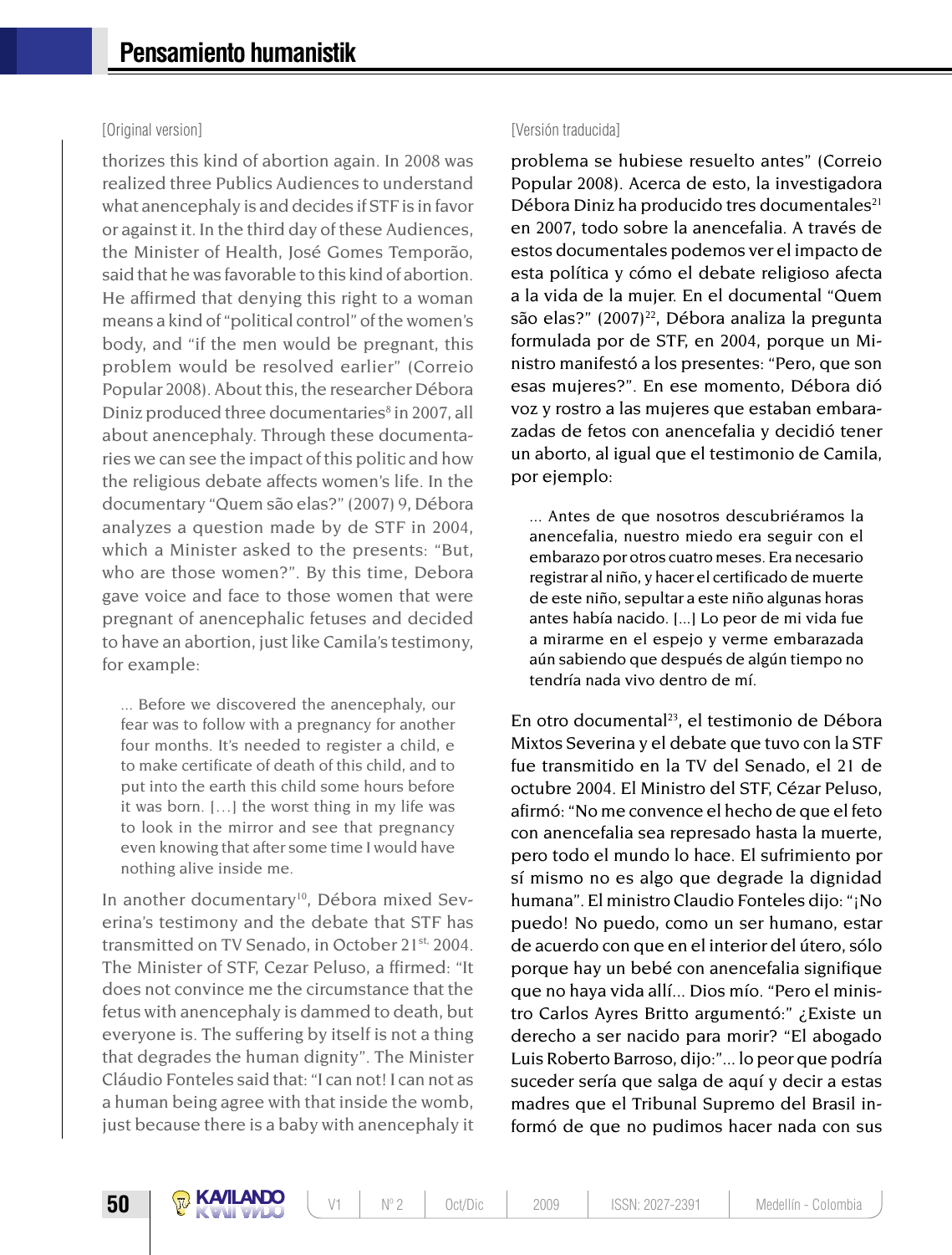[Original version]

thorizes this kind of abortion again. In 2008 was realized three Publics Audiences to understand what anencephaly is and decides if STF is in favor or against it. In the third day of these Audiences, the Minister of Health, José Gomes Temporão, said that he was favorable to this kind of abortion. He affirmed that denying this right to a woman means a kind of "political control" of the women's body, and "if the men would be pregnant, this problem would be resolved earlier" (Correio Popular 2008). About this, the researcher Débora Diniz produced three documentaries[8] in 2007, all about anencephaly. Through these documentaries we can see the impact of this politic and how the religious debate affects women's life. In the documentary "Quem são elas?" (2007) 9, Débora analyzes a question made by de STF in 2004, which a Minister asked to the presents: "But, who are those women?". By this time, Debora gave voice and face to those women that were pregnant of anencephalic fetuses and decided to have an abortion, just like Camila's testimony, for example:

> ... Before we discovered the anencephaly, our fear was to follow with a pregnancy for another four months. It's needed to register a child, e to make certificate of death of this child, and to put into the earth this child some hours before it was born. [...] the worst thing in my life was to look in the mirror and see that pregnancy even knowing that after some time I would have nothing alive inside me.

In another documentary[10], Débora mixed Severina's testimony and the debate that STF has transmitted on TV Senado, in October 21st, 2004. The Minister of STF, Cezar Peluso, a ffirmed: "It does not convince me the circumstance that the fetus with anencephaly is dammed to death, but everyone is. The suffering by itself is not a thing that degrades the human dignity". The Minister Cláudio Fonteles said that: "I can not! I can not as a human being agree with that inside the womb, just because there is a baby with anencephaly it

[Versión traducida]

problema se hubiese resuelto antes" (Correio Popular 2008). Acerca de esto, la investigadora Débora Diniz ha producido tres documentales[21] en 2007, todo sobre la anencefalia. A través de estos documentales podemos ver el impacto de esta política y cómo el debate religioso afecta a la vida de la mujer. En el documental "Quem são elas?" (2007)[22], Débora analiza la pregunta formulada por de STF, en 2004, porque un Ministro manifestó a los presentes: "Pero, que son esas mujeres?". En ese momento, Débora dió voz y rostro a las mujeres que estaban embarazadas de fetos con anencefalia y decidió tener un aborto, al igual que el testimonio de Camila, por ejemplo:

> ... Antes de que nosotros descubriéramos la anencefalia, nuestro miedo era seguir con el embarazo por otros cuatro meses. Era necesario registrar al niño, y hacer el certificado de muerte de este niño, sepultar a este niño algunas horas antes había nacido. [...] Lo peor de mi vida fue a mirarme en el espejo y verme embarazada aún sabiendo que después de algún tiempo no tendría nada vivo dentro de mí.

En otro documental[23], el testimonio de Débora Mixtos Severina y el debate que tuvo con la STF fue transmitido en la TV del Senado, el 21 de octubre 2004. El Ministro del STF, Cézar Peluso, afirmó: "No me convence el hecho de que el feto con anencefalia sea represado hasta la muerte, pero todo el mundo lo hace. El sufrimiento por sí mismo no es algo que degrade la dignidad humana". El ministro Claudio Fonteles dijo: "¡No puedo! No puedo, como un ser humano, estar de acuerdo con que en el interior del útero, sólo porque hay un bebé con anencefalia signifique que no haya vida allí... Dios mío. "Pero el ministro Carlos Ayres Britto argumentó:" ¿Existe un derecho a ser nacido para morir? "El abogado Luis Roberto Barroso, dijo:"... lo peor que podría suceder sería que salga de aquí y decir a estas madres que el Tribunal Supremo del Brasil informó de que no pudimos hacer nada con sus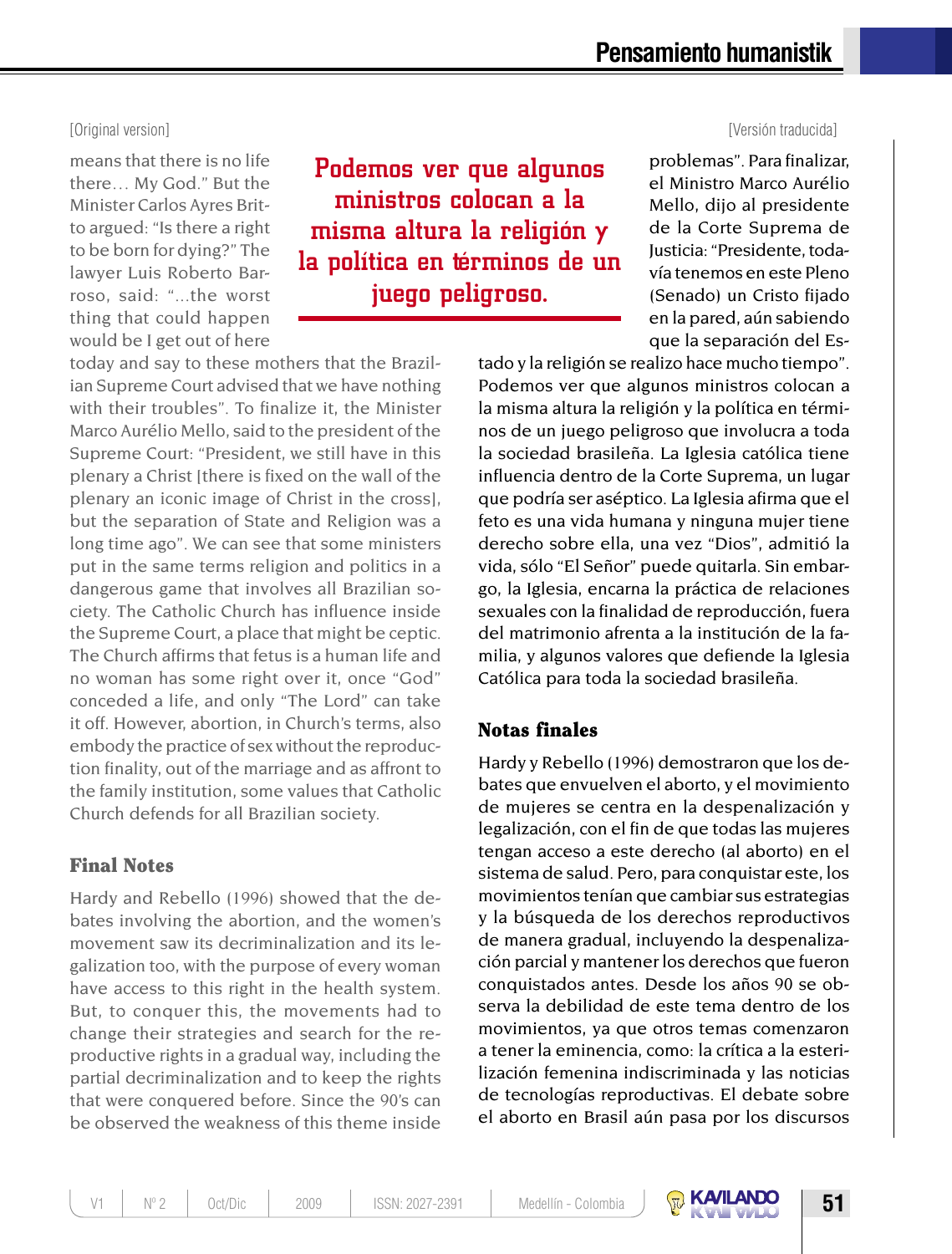[Original version]

means that there is no life there… My God." But the Minister Carlos Ayres Britto argued: "Is there a right to be born for dying?" The lawyer Luis Roberto Barroso, said: "…the worst thing that could happen would be I get out of here today and say to these mothers that the Brazilian Supreme Court advised that we have nothing with their troubles". To finalize it, the Minister Marco Aurélio Mello, said to the president of the Supreme Court: "President, we still have in this plenary a Christ [there is fixed on the wall of the plenary an iconic image of Christ in the cross], but the separation of State and Religion was a long time ago". We can see that some ministers put in the same terms religion and politics in a dangerous game that involves all Brazilian society. The Catholic Church has influence inside the Supreme Court, a place that might be ceptic. The Church affirms that fetus is a human life and no woman has some right over it, once "God" conceded a life, and only "The Lord" can take it off. However, abortion, in Church's terms, also embody the practice of sex without the reproduction finality, out of the marriage and as affront to the family institution, some values that Catholic Church defends for all Brazilian society.

## Final Notes

Hardy and Rebello (1996) showed that the debates involving the abortion, and the women's movement saw its decriminalization and its legalization too, with the purpose of every woman have access to this right in the health system. But, to conquer this, the movements had to change their strategies and search for the reproductive rights in a gradual way, including the partial decriminalization and to keep the rights that were conquered before. Since the 90's can be observed the weakness of this theme inside

**Podemos ver que algunos ministros colocan a la misma altura la religión y la política en términos de un juego peligroso.**

[Versión traducida]

problemas". Para finalizar, el Ministro Marco Aurélio Mello, dijo al presidente de la Corte Suprema de Justicia: "Presidente, todavía tenemos en este Pleno (Senado) un Cristo fijado en la pared, aún sabiendo que la separación del Estado y la religión se realizo hace mucho tiempo". Podemos ver que algunos ministros colocan a la misma altura la religión y la política en términos de un juego peligroso que involucra a toda la sociedad brasileña. La Iglesia católica tiene influencia dentro de la Corte Suprema, un lugar que podría ser aséptico. La Iglesia afirma que el feto es una vida humana y ninguna mujer tiene derecho sobre ella, una vez "Dios", admitió la vida, sólo "El Señor" puede quitarla. Sin embargo, la Iglesia, encarna la práctica de relaciones sexuales con la finalidad de reproducción, fuera del matrimonio afrenta a la institución de la familia, y algunos valores que defiende la Iglesia Católica para toda la sociedad brasileña.

## Notas finales

Hardy y Rebello (1996) demostraron que los debates que envuelven el aborto, y el movimiento de mujeres se centra en la despenalización y legalización, con el fin de que todas las mujeres tengan acceso a este derecho (al aborto) en el sistema de salud. Pero, para conquistar este, los movimientos tenían que cambiar sus estrategias y la búsqueda de los derechos reproductivos de manera gradual, incluyendo la despenalización parcial y mantener los derechos que fueron conquistados antes. Desde los años 90 se observa la debilidad de este tema dentro de los movimientos, ya que otros temas comenzaron a tener la eminencia, como: la crítica a la esterilización femenina indiscriminada y las noticias de tecnologías reproductivas. El debate sobre el aborto en Brasil aún pasa por los discursos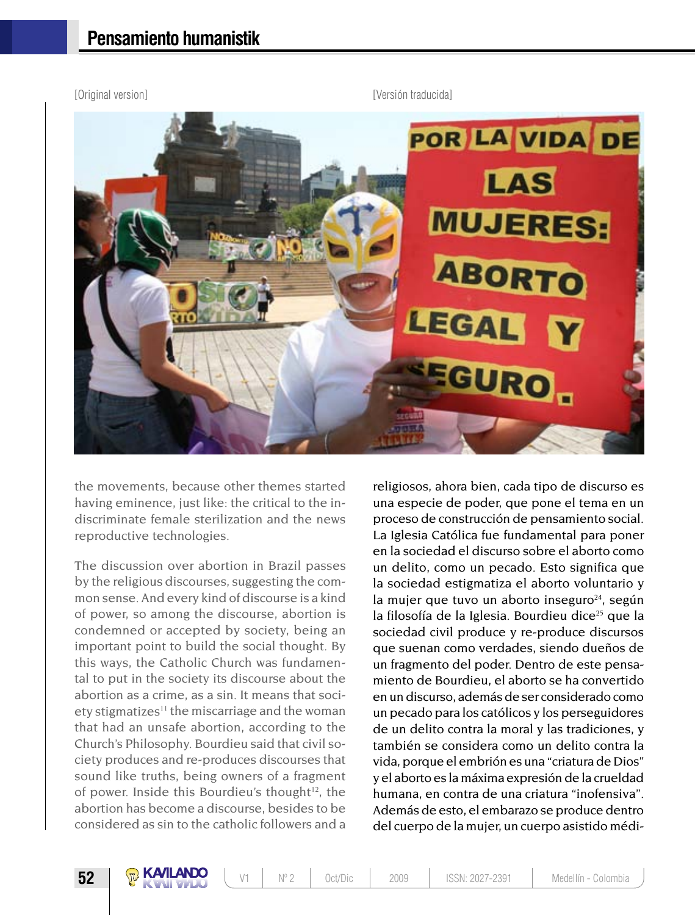[Original version]

the movements, because other themes started having eminence, just like: the critical to the indiscriminate female sterilization and the news reproductive technologies.

The discussion over abortion in Brazil passes by the religious discourses, suggesting the common sense. And every kind of discourse is a kind of power, so among the discourse, abortion is condemned or accepted by society, being an important point to build the social thought. By this ways, the Catholic Church was fundamental to put in the society its discourse about the abortion as a crime, as a sin. It means that society stigmatizes[11] the miscarriage and the woman that had an unsafe abortion, according to the Church's Philosophy. Bourdieu said that civil society produces and re-produces discourses that sound like truths, being owners of a fragment of power. Inside this Bourdieu's thought[12], the abortion has become a discourse, besides to be considered as sin to the catholic followers and a

[Versión traducida]

religiosos, ahora bien, cada tipo de discurso es una especie de poder, que pone el tema en un proceso de construcción de pensamiento social. La Iglesia Católica fue fundamental para poner en la sociedad el discurso sobre el aborto como un delito, como un pecado. Esto significa que la sociedad estigmatiza el aborto voluntario y la mujer que tuvo un aborto inseguro[24], según la filosofía de la Iglesia. Bourdieu dice[25] que la sociedad civil produce y re-produce discursos que suenan como verdades, siendo dueños de un fragmento del poder. Dentro de este pensamiento de Bourdieu, el aborto se ha convertido en un discurso, además de ser considerado como un pecado para los católicos y los perseguidores de un delito contra la moral y las tradiciones, y también se considera como un delito contra la vida, porque el embrión es una "criatura de Dios" y el aborto es la máxima expresión de la crueldad humana, en contra de una criatura "inofensiva". Además de esto, el embarazo se produce dentro del cuerpo de la mujer, un cuerpo asistido médi-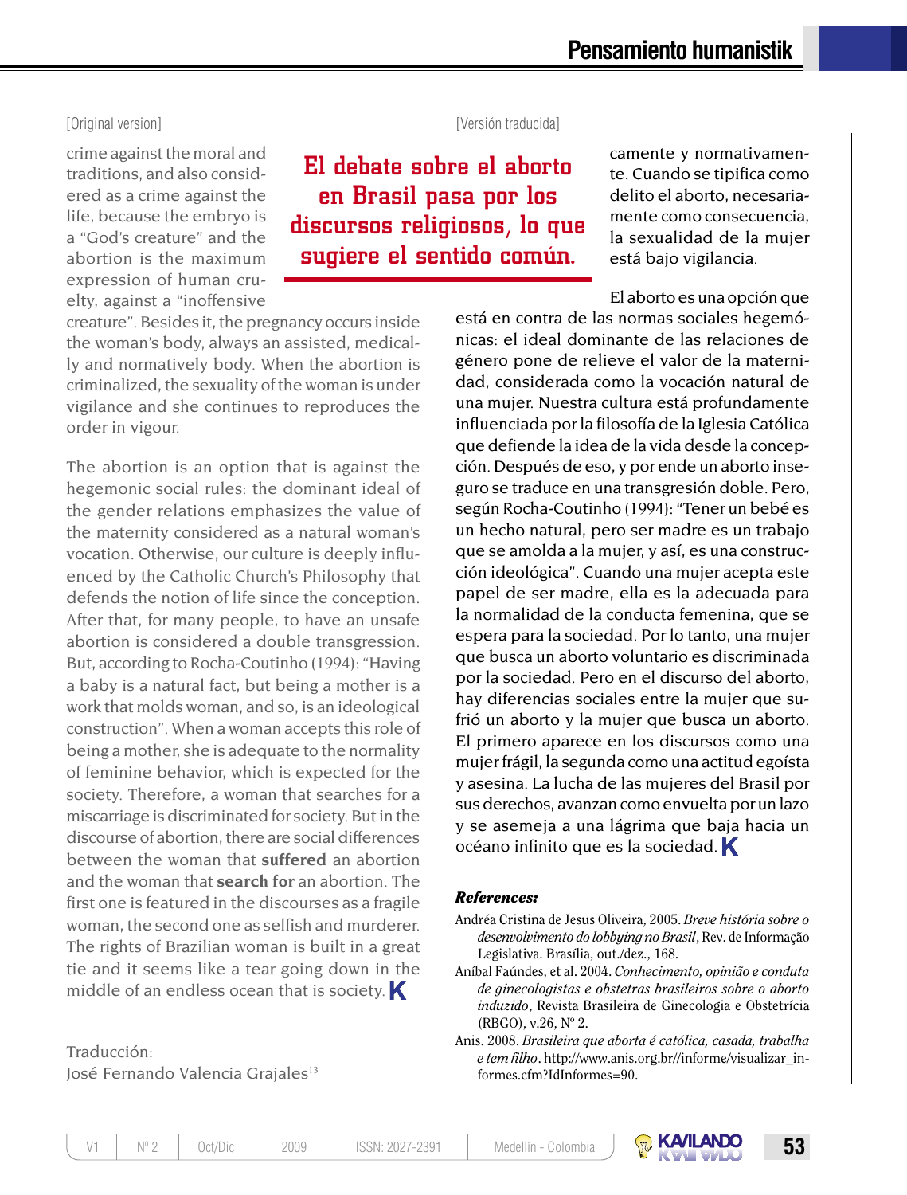[Original version]

crime against the moral and traditions, and also considered as a crime against the life, because the embryo is a "God's creature" and the abortion is the maximum expression of human cruelty, against a "inoffensive creature". Besides it, the pregnancy occurs inside the woman's body, always an assisted, medically and normatively body. When the abortion is criminalized, the sexuality of the woman is under vigilance and she continues to reproduces the order in vigour.

The abortion is an option that is against the hegemonic social rules: the dominant ideal of the gender relations emphasizes the value of the maternity considered as a natural woman's vocation. Otherwise, our culture is deeply influenced by the Catholic Church's Philosophy that defends the notion of life since the conception. After that, for many people, to have an unsafe abortion is considered a double transgression. But, according to Rocha-Coutinho (1994): "Having a baby is a natural fact, but being a mother is a work that molds woman, and so, is an ideological construction". When a woman accepts this role of being a mother, she is adequate to the normality of feminine behavior, which is expected for the society. Therefore, a woman that searches for a miscarriage is discriminated for society. But in the discourse of abortion, there are social differences between the woman that **suffered** an abortion and the woman that **search for** an abortion. The first one is featured in the discourses as a fragile woman, the second one as selfish and murderer. The rights of Brazilian woman is built in a great tie and it seems like a tear going down in the middle of an endless ocean that is society.

Traducción:
José Fernando Valencia Grajales[13]

[Versión traducida]

**El debate sobre el aborto en Brasil pasa por los discursos religiosos, lo que sugiere el sentido común.**

camente y normativamente. Cuando se tipifica como delito el aborto, necesariamente como consecuencia, la sexualidad de la mujer está bajo vigilancia.

El aborto es una opción que está en contra de las normas sociales hegemónicas: el ideal dominante de las relaciones de género pone de relieve el valor de la maternidad, considerada como la vocación natural de una mujer. Nuestra cultura está profundamente influenciada por la filosofía de la Iglesia Católica que defiende la idea de la vida desde la concepción. Después de eso, y por ende un aborto inseguro se traduce en una transgresión doble. Pero, según Rocha-Coutinho (1994): "Tener un bebé es un hecho natural, pero ser madre es un trabajo que se amolda a la mujer, y así, es una construcción ideológica". Cuando una mujer acepta este papel de ser madre, ella es la adecuada para la normalidad de la conducta femenina, que se espera para la sociedad. Por lo tanto, una mujer que busca un aborto voluntario es discriminada por la sociedad. Pero en el discurso del aborto, hay diferencias sociales entre la mujer que sufrió un aborto y la mujer que busca un aborto. El primero aparece en los discursos como una mujer frágil, la segunda como una actitud egoísta y asesina. La lucha de las mujeres del Brasil por sus derechos, avanzan como envuelta por un lazo y se asemeja a una lágrima que baja hacia un océano infinito que es la sociedad.

***References:***

Andréa Cristina de Jesus Oliveira, 2005. *Breve história sobre o desenvolvimento do lobbying no Brasil*, Rev. de Informação Legislativa. Brasília, out./dez., 168.

Aníbal Faúndes, et al. 2004. *Conhecimento, opinião e conduta de ginecologistas e obstetras brasileiros sobre o aborto induzido*, Revista Brasileira de Ginecologia e Obstetrícia (RBGO), v.26, Nº 2.

Anis. 2008. *Brasileira que aborta é católica, casada, trabalha e tem filho*. http://www.anis.org.br//informe/visualizar_informes.cfm?IdInformes=90.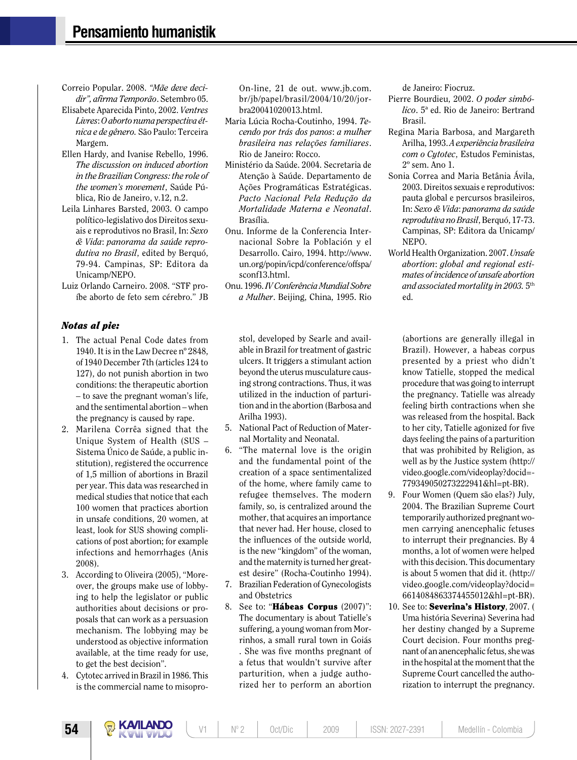Correio Popular. 2008. *"Mãe deve decidir", afirma Temporão*. Setembro 05.

Elisabete Aparecida Pinto, 2002. *Ventres Livres*: *O aborto numa perspectiva étnica e de gênero.* São Paulo: Terceira Margem.

Ellen Hardy, and Ivanise Rebello, 1996. *The discussion on induced abortion in the Brazilian Congress: the role of the women's movement*, Saúde Pública, Rio de Janeiro, v.12, n.2.

Leila Linhares Barsted, 2003. O campo político-legislativo dos Direitos sexuais e reprodutivos no Brasil, In: *Sexo & Vida*: *panorama da saúde reprodutiva no Brasil*, edited by Berquó, 79-94. Campinas, SP: Editora da Unicamp/NEPO.

Luiz Orlando Carneiro. 2008. "STF proíbe aborto de feto sem cérebro." JB On-line, 21 de out. www.jb.com.br/jb/papel/brasil/2004/10/20/jorbra20041020013.html.

Maria Lúcia Rocha-Coutinho, 1994. *Tecendo por trás dos panos*: *a mulher brasileira nas relações familiares*. Rio de Janeiro: Rocco.

Ministério da Saúde. 2004. Secretaria de Atenção à Saúde. Departamento de Ações Programáticas Estratégicas. *Pacto Nacional Pela Redução da Mortalidade Materna e Neonatal*. Brasília.

Onu. Informe de la Conferencia Internacional Sobre la Población y el Desarrollo. Cairo, 1994. http://www.un.org/popin/icpd/conference/offspa/sconf13.html.

Onu. 1996. *IV Conferência Mundial Sobre a Mulher*. Beijing, China, 1995. Rio de Janeiro: Fiocruz.

Pierre Bourdieu, 2002. *O poder simbólico*. 5ª ed. Rio de Janeiro: Bertrand Brasil.

Regina Maria Barbosa, and Margareth Arilha, 1993. *A experiência brasileira com o Cytotec*, Estudos Feministas, 2º sem. Ano 1.

Sonia Correa and Maria Betânia Ávila, 2003. Direitos sexuais e reprodutivos: pauta global e percursos brasileiros, In: *Sexo & Vida*: *panorama da saúde reprodutiva no Brasil*, Berquó, 17-73. Campinas, SP: Editora da Unicamp/NEPO.

World Health Organization. 2007. *Unsafe abortion*: *global and regional estimates of incidence of unsafe abortion and associated mortality in 2003.* 5th ed.

### *Notas al pie:*

1. The actual Penal Code dates from 1940. It is in the Law Decree nº 2848, of 1940 December 7th (articles 124 to 127), do not punish abortion in two conditions: the therapeutic abortion – to save the pregnant woman's life, and the sentimental abortion – when the pregnancy is caused by rape.
2. Marilena Corrêa signed that the Unique System of Health (SUS – Sistema Único de Saúde, a public institution), registered the occurrence of 1,5 million of abortions in Brazil per year. This data was researched in medical studies that notice that each 100 women that practices abortion in unsafe conditions, 20 women, at least, look for SUS showing complications of post abortion; for example infections and hemorrhages (Anis 2008).
3. According to Oliveira (2005), "Moreover, the groups make use of lobbying to help the legislator or public authorities about decisions or proposals that can work as a persuasion mechanism. The lobbying may be understood as objective information available, at the time ready for use, to get the best decision".
4. Cytotec arrived in Brazil in 1986. This is the commercial name to misoprostol, developed by Searle and available in Brazil for treatment of gastric ulcers. It triggers a stimulant action beyond the uterus musculature causing strong contractions. Thus, it was utilized in the induction of parturition and in the abortion (Barbosa and Arilha 1993).
5. National Pact of Reduction of Maternal Mortality and Neonatal.
6. "The maternal love is the origin and the fundamental point of the creation of a space sentimentalized of the home, where family came to refugee themselves. The modern family, so, is centralized around the mother, that acquires an importance that never had. Her house, closed to the influences of the outside world, is the new "kingdom" of the woman, and the maternity is turned her greatest desire" (Rocha-Coutinho 1994).
7. Brazilian Federation of Gynecologists and Obstetrics
8. See to: "**Hábeas Corpus** (2007)": The documentary is about Tatielle's suffering, a young woman from Morrinhos, a small rural town in Goiás . She was five months pregnant of a fetus that wouldn't survive after parturition, when a judge authorized her to perform an abortion (abortions are generally illegal in Brazil). However, a habeas corpus presented by a priest who didn't know Tatielle, stopped the medical procedure that was going to interrupt the pregnancy. Tatielle was already feeling birth contractions when she was released from the hospital. Back to her city, Tatielle agonized for five days feeling the pains of a parturition that was prohibited by Religion, as well as by the Justice system (http://video.google.com/videoplay?docid=-779349050273222941&hl=pt-BR).
9. Four Women (Quem são elas?) July, 2004. The Brazilian Supreme Court temporarily authorized pregnant women carrying anencephalic fetuses to interrupt their pregnancies. By 4 months, a lot of women were helped with this decision. This documentary is about 5 women that did it. (http://video.google.com/videoplay?docid=6614084863374455012&hl=pt-BR).
10. See to: **Severina's History**, 2007. ( Uma história Severina) Severina had her destiny changed by a Supreme Court decision. Four months pregnant of an anencephalic fetus, she was in the hospital at the moment that the Supreme Court cancelled the authorization to interrupt the pregnancy.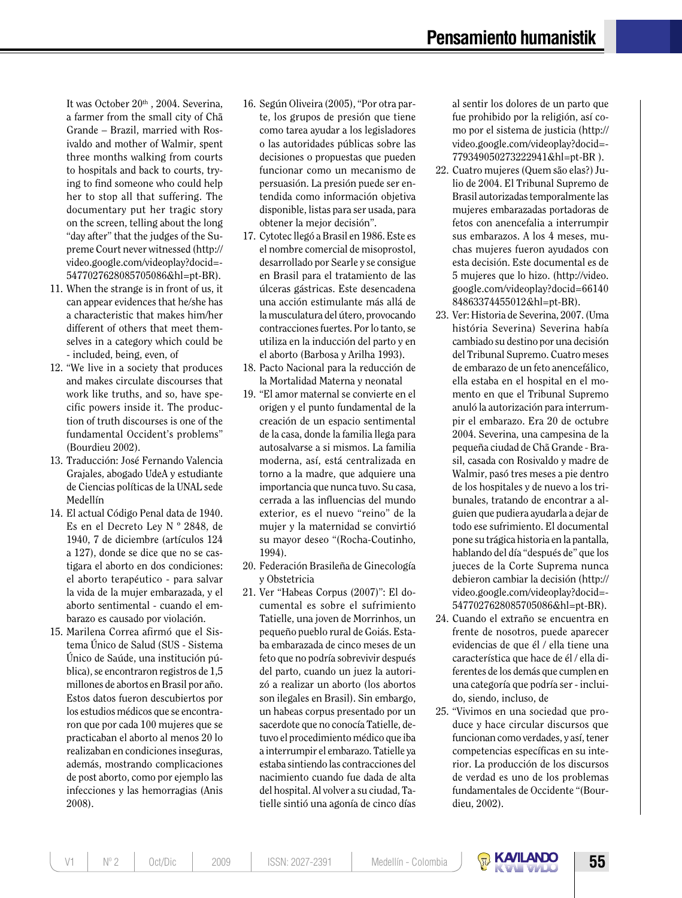It was October 20th , 2004. Severina, a farmer from the small city of Chã Grande – Brazil, married with Rosivaldo and mother of Walmir, spent three months walking from courts to hospitals and back to courts, trying to find someone who could help her to stop all that suffering. The documentary put her tragic story on the screen, telling about the long "day after" that the judges of the Supreme Court never witnessed (http://video.google.com/videoplay?docid=-5477027628085705086&hl=pt-BR).

11. When the strange is in front of us, it can appear evidences that he/she has a characteristic that makes him/her different of others that meet themselves in a category which could be - included, being, even, of
12. "We live in a society that produces and makes circulate discourses that work like truths, and so, have specific powers inside it. The production of truth discourses is one of the fundamental Occident's problems" (Bourdieu 2002).
13. Traducción: José Fernando Valencia Grajales, abogado UdeA y estudiante de Ciencias políticas de la UNAL sede Medellín
14. El actual Código Penal data de 1940. Es en el Decreto Ley N º 2848, de 1940, 7 de diciembre (artículos 124 a 127), donde se dice que no se castigara el aborto en dos condiciones: el aborto terapéutico - para salvar la vida de la mujer embarazada, y el aborto sentimental - cuando el embarazo es causado por violación.
15. Marilena Correa afirmó que el Sistema Único de Salud (SUS - Sistema Único de Saúde, una institución pública), se encontraron registros de 1,5 millones de abortos en Brasil por año. Estos datos fueron descubiertos por los estudios médicos que se encontraron que por cada 100 mujeres que se practicaban el aborto al menos 20 lo realizaban en condiciones inseguras, además, mostrando complicaciones de post aborto, como por ejemplo las infecciones y las hemorragias (Anis 2008).
16. Según Oliveira (2005), "Por otra parte, los grupos de presión que tiene como tarea ayudar a los legisladores o las autoridades públicas sobre las decisiones o propuestas que pueden funcionar como un mecanismo de persuasión. La presión puede ser entendida como información objetiva disponible, listas para ser usada, para obtener la mejor decisión".
17. Cytotec llegó a Brasil en 1986. Este es el nombre comercial de misoprostol, desarrollado por Searle y se consigue en Brasil para el tratamiento de las úlceras gástricas. Este desencadena una acción estimulante más allá de la musculatura del útero, provocando contracciones fuertes. Por lo tanto, se utiliza en la inducción del parto y en el aborto (Barbosa y Arilha 1993).
18. Pacto Nacional para la reducción de la Mortalidad Materna y neonatal
19. "El amor maternal se convierte en el origen y el punto fundamental de la creación de un espacio sentimental de la casa, donde la familia llega para autosalvarse a si mismos. La familia moderna, así, está centralizada en torno a la madre, que adquiere una importancia que nunca tuvo. Su casa, cerrada a las influencias del mundo exterior, es el nuevo "reino" de la mujer y la maternidad se convirtió su mayor deseo "(Rocha-Coutinho, 1994).
20. Federación Brasileña de Ginecología y Obstetricia
21. Ver "Habeas Corpus (2007)": El documental es sobre el sufrimiento Tatielle, una joven de Morrinhos, un pequeño pueblo rural de Goiás. Estaba embarazada de cinco meses de un feto que no podría sobrevivir después del parto, cuando un juez la autorizó a realizar un aborto (los abortos son ilegales en Brasil). Sin embargo, un habeas corpus presentado por un sacerdote que no conocía Tatielle, detuvo el procedimiento médico que iba a interrumpir el embarazo. Tatielle ya estaba sintiendo las contracciones del nacimiento cuando fue dada de alta del hospital. Al volver a su ciudad, Tatielle sintió una agonía de cinco días al sentir los dolores de un parto que fue prohibido por la religión, así como por el sistema de justicia (http://video.google.com/videoplay?docid=-779349050273222941&hl=pt-BR ).
22. Cuatro mujeres (Quem são elas?) Julio de 2004. El Tribunal Supremo de Brasil autorizadas temporalmente las mujeres embarazadas portadoras de fetos con anencefalia a interrumpir sus embarazos. A los 4 meses, muchas mujeres fueron ayudados con esta decisión. Este documental es de 5 mujeres que lo hizo. (http://video.google.com/videoplay?docid=6614084863374455012&hl=pt-BR).
23. Ver: Historia de Severina, 2007. (Uma história Severina) Severina había cambiado su destino por una decisión del Tribunal Supremo. Cuatro meses de embarazo de un feto anencefálico, ella estaba en el hospital en el momento en que el Tribunal Supremo anuló la autorización para interrumpir el embarazo. Era 20 de octubre 2004. Severina, una campesina de la pequeña ciudad de Chã Grande - Brasil, casada con Rosivaldo y madre de Walmir, pasó tres meses a pie dentro de los hospitales y de nuevo a los tribunales, tratando de encontrar a alguien que pudiera ayudarla a dejar de todo ese sufrimiento. El documental pone su trágica historia en la pantalla, hablando del día "después de" que los jueces de la Corte Suprema nunca debieron cambiar la decisión (http://video.google.com/videoplay?docid=-5477027628085705086&hl=pt-BR).
24. Cuando el extraño se encuentra en frente de nosotros, puede aparecer evidencias de que él / ella tiene una característica que hace de él / ella diferentes de los demás que cumplen en una categoría que podría ser - incluido, siendo, incluso, de
25. "Vivimos en una sociedad que produce y hace circular discursos que funcionan como verdades, y así, tener competencias específicas en su interior. La producción de los discursos de verdad es uno de los problemas fundamentales de Occidente "(Bourdieu, 2002).